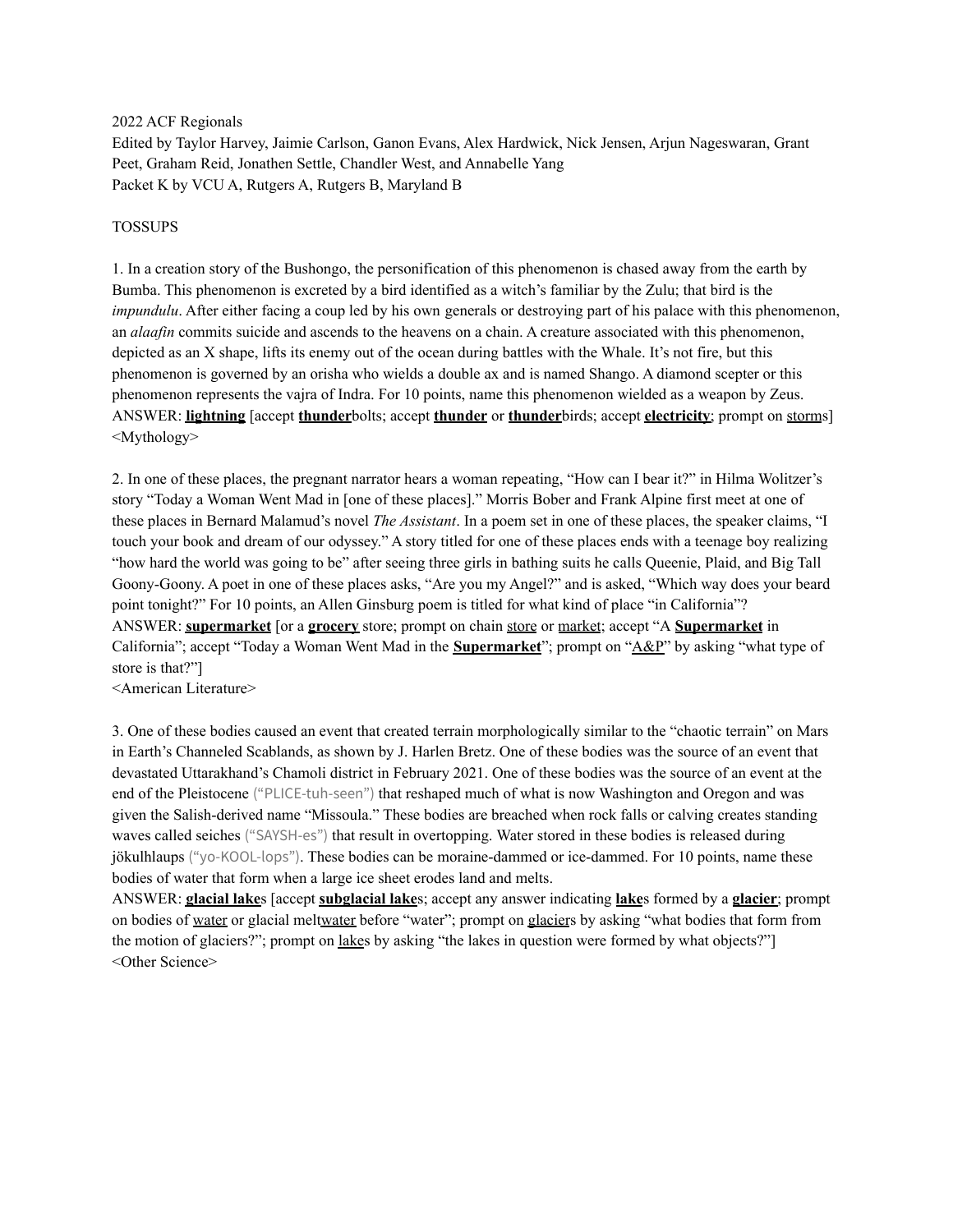2022 ACF Regionals
Edited by Taylor Harvey, Jaimie Carlson, Ganon Evans, Alex Hardwick, Nick Jensen, Arjun Nageswaran, Grant Peet, Graham Reid, Jonathen Settle, Chandler West, and Annabelle Yang
Packet K by VCU A, Rutgers A, Rutgers B, Maryland B

TOSSUPS

1. In a creation story of the Bushongo, the personification of this phenomenon is chased away from the earth by Bumba. This phenomenon is excreted by a bird identified as a witch's familiar by the Zulu; that bird is the *impundulu*. After either facing a coup led by his own generals or destroying part of his palace with this phenomenon, an *alaafin* commits suicide and ascends to the heavens on a chain. A creature associated with this phenomenon, depicted as an X shape, lifts its enemy out of the ocean during battles with the Whale. It's not fire, but this phenomenon is governed by an orisha who wields a double ax and is named Shango. A diamond scepter or this phenomenon represents the vajra of Indra. For 10 points, name this phenomenon wielded as a weapon by Zeus.
ANSWER: **lightning** [accept **thunder**bolts; accept **thunder** or **thunder**birds; accept **electricity**; prompt on storms]
<Mythology>

2. In one of these places, the pregnant narrator hears a woman repeating, "How can I bear it?" in Hilma Wolitzer's story "Today a Woman Went Mad in [one of these places]." Morris Bober and Frank Alpine first meet at one of these places in Bernard Malamud's novel *The Assistant*. In a poem set in one of these places, the speaker claims, "I touch your book and dream of our odyssey." A story titled for one of these places ends with a teenage boy realizing "how hard the world was going to be" after seeing three girls in bathing suits he calls Queenie, Plaid, and Big Tall Goony-Goony. A poet in one of these places asks, "Are you my Angel?" and is asked, "Which way does your beard point tonight?" For 10 points, an Allen Ginsburg poem is titled for what kind of place "in California"?
ANSWER: **supermarket** [or a **grocery** store; prompt on chain store or market; accept "A **Supermarket** in California"; accept "Today a Woman Went Mad in the **Supermarket**"; prompt on "A&P" by asking "what type of store is that?"]
<American Literature>

3. One of these bodies caused an event that created terrain morphologically similar to the "chaotic terrain" on Mars in Earth's Channeled Scablands, as shown by J. Harlen Bretz. One of these bodies was the source of an event that devastated Uttarakhand's Chamoli district in February 2021. One of these bodies was the source of an event at the end of the Pleistocene ("PLICE-tuh-seen") that reshaped much of what is now Washington and Oregon and was given the Salish-derived name "Missoula." These bodies are breached when rock falls or calving creates standing waves called seiches ("SAYSH-es") that result in overtopping. Water stored in these bodies is released during jökulhlaups ("yo-KOOL-lops"). These bodies can be moraine-dammed or ice-dammed. For 10 points, name these bodies of water that form when a large ice sheet erodes land and melts.
ANSWER: **glacial lake**s [accept **subglacial lake**s; accept any answer indicating **lake**s formed by a **glacier**; prompt on bodies of water or glacial meltwater before "water"; prompt on glaciers by asking "what bodies that form from the motion of glaciers?"; prompt on lakes by asking "the lakes in question were formed by what objects?"]
<Other Science>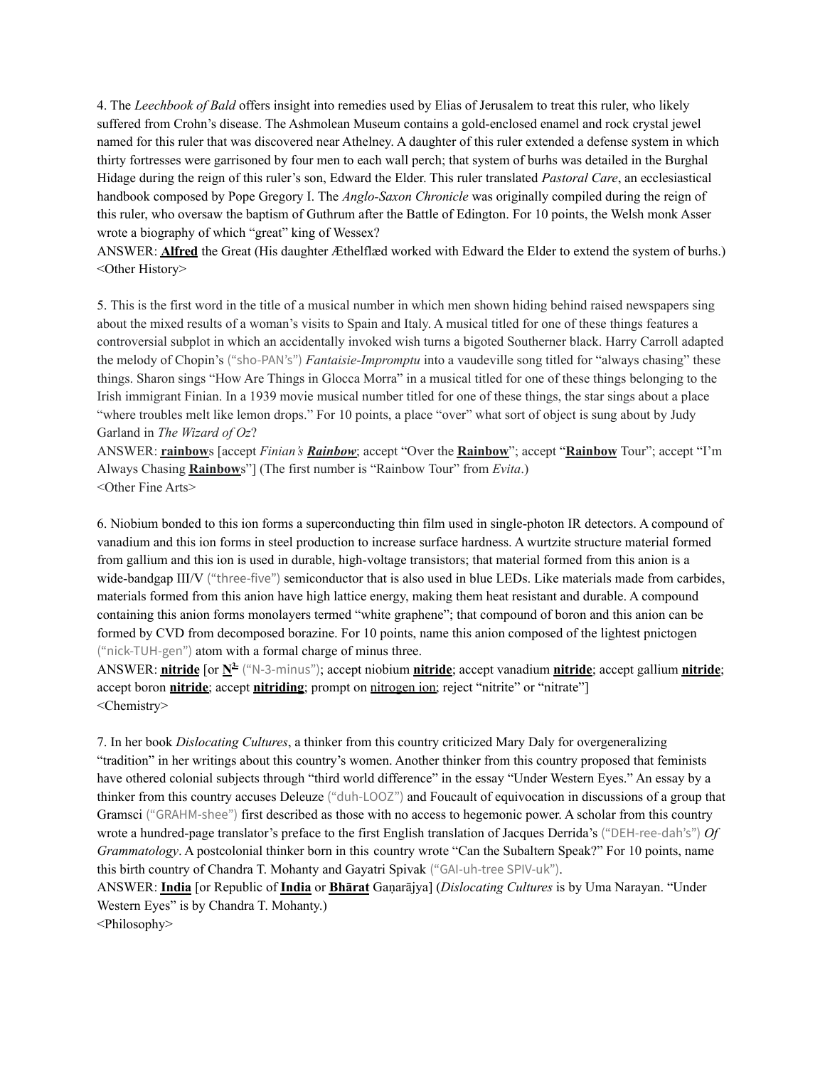4. The *Leechbook of Bald* offers insight into remedies used by Elias of Jerusalem to treat this ruler, who likely suffered from Crohn's disease. The Ashmolean Museum contains a gold-enclosed enamel and rock crystal jewel named for this ruler that was discovered near Athelney. A daughter of this ruler extended a defense system in which thirty fortresses were garrisoned by four men to each wall perch; that system of burhs was detailed in the Burghal Hidage during the reign of this ruler's son, Edward the Elder. This ruler translated *Pastoral Care*, an ecclesiastical handbook composed by Pope Gregory I. The *Anglo-Saxon Chronicle* was originally compiled during the reign of this ruler, who oversaw the baptism of Guthrum after the Battle of Edington. For 10 points, the Welsh monk Asser wrote a biography of which "great" king of Wessex?
ANSWER: **Alfred** the Great (His daughter Æthelflæd worked with Edward the Elder to extend the system of burhs.)
<Other History>

5. This is the first word in the title of a musical number in which men shown hiding behind raised newspapers sing about the mixed results of a woman's visits to Spain and Italy. A musical titled for one of these things features a controversial subplot in which an accidentally invoked wish turns a bigoted Southerner black. Harry Carroll adapted the melody of Chopin's ("sho-PAN's") *Fantaisie-Impromptu* into a vaudeville song titled for "always chasing" these things. Sharon sings "How Are Things in Glocca Morra" in a musical titled for one of these things belonging to the Irish immigrant Finian. In a 1939 movie musical number titled for one of these things, the star sings about a place "where troubles melt like lemon drops." For 10 points, a place "over" what sort of object is sung about by Judy Garland in *The Wizard of Oz*?
ANSWER: **rainbow**s [accept *Finian's* ***Rainbow***; accept "Over the **Rainbow**"; accept "**Rainbow** Tour"; accept "I'm Always Chasing **Rainbow**s"] (The first number is "Rainbow Tour" from *Evita*.)
<Other Fine Arts>

6. Niobium bonded to this ion forms a superconducting thin film used in single-photon IR detectors. A compound of vanadium and this ion forms in steel production to increase surface hardness. A wurtzite structure material formed from gallium and this ion is used in durable, high-voltage transistors; that material formed from this anion is a wide-bandgap III/V ("three-five") semiconductor that is also used in blue LEDs. Like materials made from carbides, materials formed from this anion have high lattice energy, making them heat resistant and durable. A compound containing this anion forms monolayers termed "white graphene"; that compound of boron and this anion can be formed by CVD from decomposed borazine. For 10 points, name this anion composed of the lightest pnictogen ("nick-TUH-gen") atom with a formal charge of minus three.
ANSWER: **nitride** [or **$N^{3-}$** ("N-3-minus"); accept niobium **nitride**; accept vanadium **nitride**; accept gallium **nitride**; accept boron **nitride**; accept **nitriding**; prompt on nitrogen ion; reject "nitrite" or "nitrate"]
<Chemistry>

7. In her book *Dislocating Cultures*, a thinker from this country criticized Mary Daly for overgeneralizing "tradition" in her writings about this country's women. Another thinker from this country proposed that feminists have othered colonial subjects through "third world difference" in the essay "Under Western Eyes." An essay by a thinker from this country accuses Deleuze ("duh-LOOZ") and Foucault of equivocation in discussions of a group that Gramsci ("GRAHM-shee") first described as those with no access to hegemonic power. A scholar from this country wrote a hundred-page translator's preface to the first English translation of Jacques Derrida's ("DEH-ree-dah's") *Of Grammatology*. A postcolonial thinker born in this country wrote "Can the Subaltern Speak?" For 10 points, name this birth country of Chandra T. Mohanty and Gayatri Spivak ("GAI-uh-tree SPIV-uk").
ANSWER: **India** [or Republic of **India** or **Bhārat** Gaṇarājya] (*Dislocating Cultures* is by Uma Narayan. "Under Western Eyes" is by Chandra T. Mohanty.)
<Philosophy>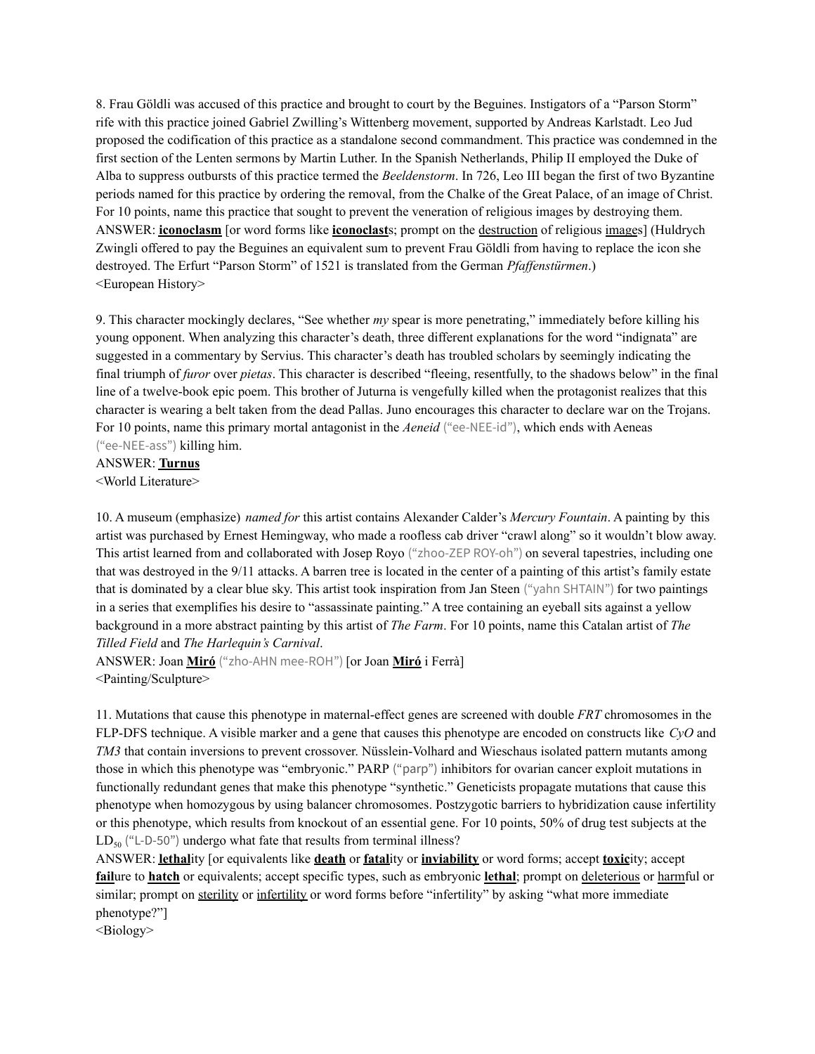8. Frau Göldli was accused of this practice and brought to court by the Beguines. Instigators of a "Parson Storm" rife with this practice joined Gabriel Zwilling's Wittenberg movement, supported by Andreas Karlstadt. Leo Jud proposed the codification of this practice as a standalone second commandment. This practice was condemned in the first section of the Lenten sermons by Martin Luther. In the Spanish Netherlands, Philip II employed the Duke of Alba to suppress outbursts of this practice termed the *Beeldenstorm*. In 726, Leo III began the first of two Byzantine periods named for this practice by ordering the removal, from the Chalke of the Great Palace, of an image of Christ. For 10 points, name this practice that sought to prevent the veneration of religious images by destroying them.
ANSWER: **iconoclasm** [or word forms like **iconoclast**s; prompt on destruction of religious images] (Huldrych Zwingli offered to pay the Beguines an equivalent sum to prevent Frau Göldli from having to replace the icon she destroyed. The Erfurt "Parson Storm" of 1521 is translated from the German *Pfaffenstürmen*.)
<European History>

9. This character mockingly declares, "See whether *my* spear is more penetrating," immediately before killing his young opponent. When analyzing this character's death, three different explanations for the word "indignata" are suggested in a commentary by Servius. This character's death has troubled scholars by seemingly indicating the final triumph of *furor* over *pietas*. This character is described "fleeing, resentfully, to the shadows below" in the final line of a twelve-book epic poem. This brother of Juturna is vengefully killed when the protagonist realizes that this character is wearing a belt taken from the dead Pallas. Juno encourages this character to declare war on the Trojans. For 10 points, name this primary mortal antagonist in the *Aeneid* ("ee-NEE-id"), which ends with Aeneas ("ee-NEE-ass") killing him.
ANSWER: **Turnus**
<World Literature>

10. A museum (emphasize) *named for* this artist contains Alexander Calder's *Mercury Fountain*. A painting by this artist was purchased by Ernest Hemingway, who made a roofless cab driver "crawl along" so it wouldn't blow away. This artist learned from and collaborated with Josep Royo ("zhoo-ZEP ROY-oh") on several tapestries, including one that was destroyed in the 9/11 attacks. A barren tree is located in the center of a painting of this artist's family estate that is dominated by a clear blue sky. This artist took inspiration from Jan Steen ("yahn SHTAIN") for two paintings in a series that exemplifies his desire to "assassinate painting." A tree containing an eyeball sits against a yellow background in a more abstract painting by this artist of *The Farm*. For 10 points, name this Catalan artist of *The Tilled Field* and *The Harlequin's Carnival*.
ANSWER: Joan **Miró** ("zho-AHN mee-ROH") [or Joan **Miró** i Ferrà]
<Painting/Sculpture>

11. Mutations that cause this phenotype in maternal-effect genes are screened with double *FRT* chromosomes in the FLP-DFS technique. A visible marker and a gene that causes this phenotype are encoded on constructs like *CyO* and *TM3* that contain inversions to prevent crossover. Nüsslein-Volhard and Wieschaus isolated pattern mutants among those in which this phenotype was "embryonic." PARP ("parp") inhibitors for ovarian cancer exploit mutations in functionally redundant genes that make this phenotype "synthetic." Geneticists propagate mutations that cause this phenotype when homozygous by using balancer chromosomes. Postzygotic barriers to hybridization cause infertility or this phenotype, which results from knockout of an essential gene. For 10 points, 50% of drug test subjects at the $LD_{50}$ ("L-D-50") undergo what fate that results from terminal illness?
ANSWER: **lethal**ity [or equivalents like **death** or **fatal**ity or **inviability** or word forms; accept **toxic**ity; accept **fail**ure to **hatch** or equivalents; accept specific types, such as embryonic **lethal**; prompt on deleterious or harmful or similar; prompt on sterility or infertility or word forms before "infertility" by asking "what more immediate phenotype?"]
<Biology>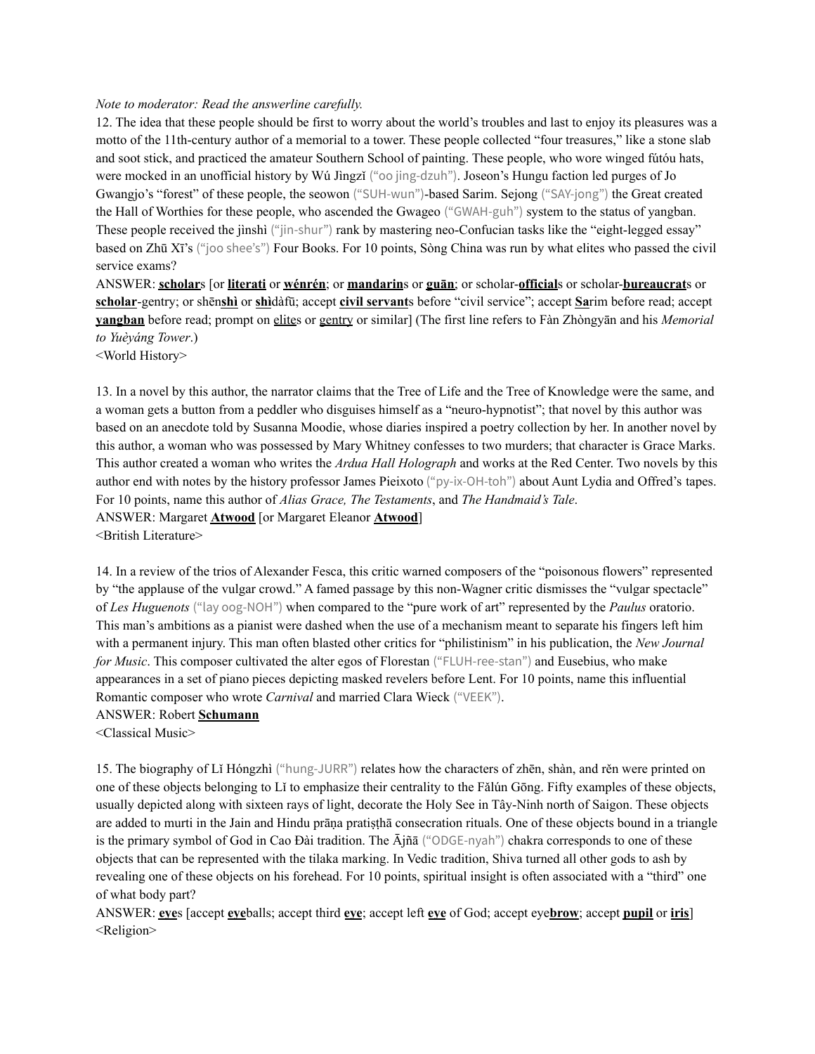*Note to moderator: Read the answerline carefully.*

12. The idea that these people should be first to worry about the world's troubles and last to enjoy its pleasures was a motto of the 11th-century author of a memorial to a tower. These people collected "four treasures," like a stone slab and soot stick, and practiced the amateur Southern School of painting. These people, who wore winged fútóu hats, were mocked in an unofficial history by Wú Jìngzǐ ("oo jing-dzuh"). Joseon's Hungu faction led purges of Jo Gwangjo's "forest" of these people, the seowon ("SUH-wun")-based Sarim. Sejong ("SAY-jong") the Great created the Hall of Worthies for these people, who ascended the Gwageo ("GWAH-guh") system to the status of yangban. These people received the jìnshì ("jin-shur") rank by mastering neo-Confucian tasks like the "eight-legged essay" based on Zhū Xī's ("joo shee's") Four Books. For 10 points, Sòng China was run by what elites who passed the civil service exams?

ANSWER: **scholar**s [or **literati** or **wénrén**; or **mandarin**s or **guān**; or scholar-**official**s or scholar-**bureaucrat**s or **scholar**-gentry; or shēn**shì** or **shì**dàfū; accept **civil servant**s before "civil service"; accept **Sa**rim before read; accept **yangban** before read; prompt on elites or gentry or similar] (The first line refers to Fàn Zhòngyān and his *Memorial to Yuèyáng Tower*.)

<World History>

13. In a novel by this author, the narrator claims that the Tree of Life and the Tree of Knowledge were the same, and a woman gets a button from a peddler who disguises himself as a "neuro-hypnotist"; that novel by this author was based on an anecdote told by Susanna Moodie, whose diaries inspired a poetry collection by her. In another novel by this author, a woman who was possessed by Mary Whitney confesses to two murders; that character is Grace Marks. This author created a woman who writes the *Ardua Hall Holograph* and works at the Red Center. Two novels by this author end with notes by the history professor James Pieixoto ("py-ix-OH-toh") about Aunt Lydia and Offred's tapes. For 10 points, name this author of *Alias Grace, The Testaments*, and *The Handmaid's Tale*.

ANSWER: Margaret **Atwood** [or Margaret Eleanor **Atwood**]

<British Literature>

14. In a review of the trios of Alexander Fesca, this critic warned composers of the "poisonous flowers" represented by "the applause of the vulgar crowd." A famed passage by this non-Wagner critic dismisses the "vulgar spectacle" of *Les Huguenots* ("lay oog-NOH") when compared to the "pure work of art" represented by the *Paulus* oratorio. This man's ambitions as a pianist were dashed when the use of a mechanism meant to separate his fingers left him with a permanent injury. This man often blasted other critics for "philistinism" in his publication, the *New Journal for Music*. This composer cultivated the alter egos of Florestan ("FLUH-ree-stan") and Eusebius, who make appearances in a set of piano pieces depicting masked revelers before Lent. For 10 points, name this influential Romantic composer who wrote *Carnival* and married Clara Wieck ("VEEK").

ANSWER: Robert **Schumann**

<Classical Music>

15. The biography of Lǐ Hóngzhì ("hung-JURR") relates how the characters of zhēn, shàn, and rěn were printed on one of these objects belonging to Lǐ to emphasize their centrality to the Fǎlún Gōng. Fifty examples of these objects, usually depicted along with sixteen rays of light, decorate the Holy See in Tây-Ninh north of Saigon. These objects are added to murti in the Jain and Hindu prāṇa pratiṣṭhā consecration rituals. One of these objects bound in a triangle is the primary symbol of God in Cao Đài tradition. The Ājñā ("ODGE-nyah") chakra corresponds to one of these objects that can be represented with the tilaka marking. In Vedic tradition, Shiva turned all other gods to ash by revealing one of these objects on his forehead. For 10 points, spiritual insight is often associated with a "third" one of what body part?

ANSWER: **eye**s [accept **eye**balls; accept third **eye**; accept left **eye** of God; accept eye**brow**; accept **pupil** or **iris**]

<Religion>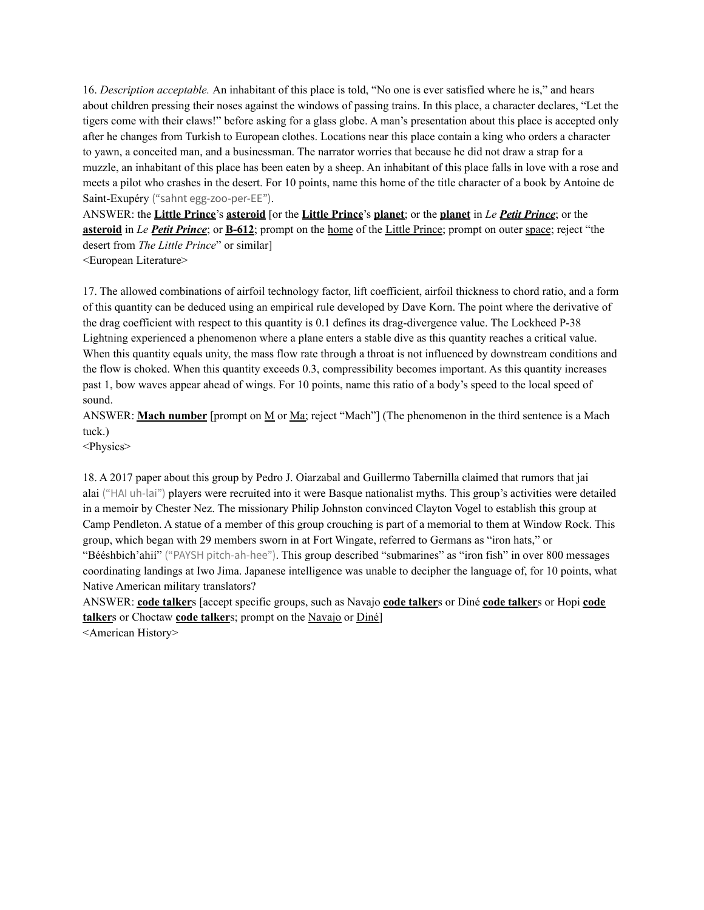16. *Description acceptable.* An inhabitant of this place is told, "No one is ever satisfied where he is," and hears about children pressing their noses against the windows of passing trains. In this place, a character declares, "Let the tigers come with their claws!" before asking for a glass globe. A man's presentation about this place is accepted only after he changes from Turkish to European clothes. Locations near this place contain a king who orders a character to yawn, a conceited man, and a businessman. The narrator worries that because he did not draw a strap for a muzzle, an inhabitant of this place has been eaten by a sheep. An inhabitant of this place falls in love with a rose and meets a pilot who crashes in the desert. For 10 points, name this home of the title character of a book by Antoine de Saint-Exupéry ("sahnt egg-zoo-per-EE").

ANSWER: the **Little Prince**'s **asteroid** [or the **Little Prince**'s **planet**; or the **planet** in *Le **Petit Prince***; or the **asteroid** in *Le **Petit Prince***; or **B-612**; prompt on the home of the Little Prince; prompt on outer space; reject "the desert from *The Little Prince*" or similar]

<European Literature>

17. The allowed combinations of airfoil technology factor, lift coefficient, airfoil thickness to chord ratio, and a form of this quantity can be deduced using an empirical rule developed by Dave Korn. The point where the derivative of the drag coefficient with respect to this quantity is 0.1 defines its drag-divergence value. The Lockheed P-38 Lightning experienced a phenomenon where a plane enters a stable dive as this quantity reaches a critical value. When this quantity equals unity, the mass flow rate through a throat is not influenced by downstream conditions and the flow is choked. When this quantity exceeds 0.3, compressibility becomes important. As this quantity increases past 1, bow waves appear ahead of wings. For 10 points, name this ratio of a body's speed to the local speed of sound.

ANSWER: **Mach number** [prompt on M or Ma; reject "Mach"] (The phenomenon in the third sentence is a Mach tuck.)

<Physics>

18. A 2017 paper about this group by Pedro J. Oiarzabal and Guillermo Tabernilla claimed that rumors that jai alai ("HAI uh-lai") players were recruited into it were Basque nationalist myths. This group's activities were detailed in a memoir by Chester Nez. The missionary Philip Johnston convinced Clayton Vogel to establish this group at Camp Pendleton. A statue of a member of this group crouching is part of a memorial to them at Window Rock. This group, which began with 29 members sworn in at Fort Wingate, referred to Germans as "iron hats," or "Béésh bich'ahii" ("PAYSH pitch-ah-hee"). This group described "submarines" as "iron fish" in over 800 messages coordinating landings at Iwo Jima. Japanese intelligence was unable to decipher the language of, for 10 points, what Native American military translators?

ANSWER: **code talker**s [accept specific groups, such as Navajo **code talker**s or Diné **code talker**s or Hopi **code talker**s or Choctaw **code talker**s; prompt on the Navajo or Diné]

<American History>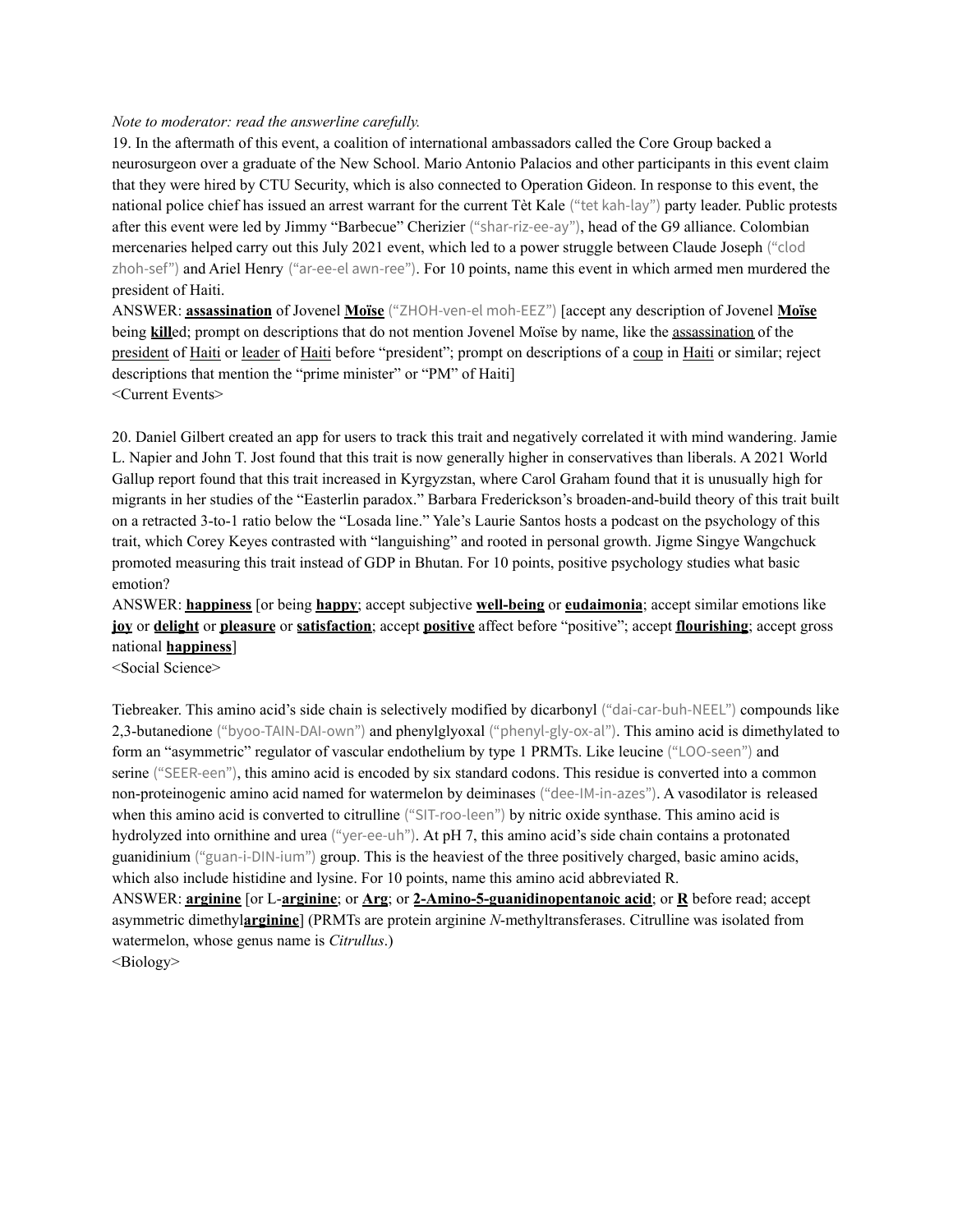*Note to moderator: read the answerline carefully.*

19. In the aftermath of this event, a coalition of international ambassadors called the Core Group backed a neurosurgeon over a graduate of the New School. Mario Antonio Palacios and other participants in this event claim that they were hired by CTU Security, which is also connected to Operation Gideon. In response to this event, the national police chief has issued an arrest warrant for the current Tèt Kale ("tet kah-lay") party leader. Public protests after this event were led by Jimmy "Barbecue" Cherizier ("shar-riz-ee-ay"), head of the G9 alliance. Colombian mercenaries helped carry out this July 2021 event, which led to a power struggle between Claude Joseph ("clod zhoh-sef") and Ariel Henry ("ar-ee-el awn-ree"). For 10 points, name this event in which armed men murdered the president of Haiti.

ANSWER: **assassination** of Jovenel **Moïse** ("ZHOH-ven-el moh-EEZ") [accept any description of Jovenel **Moïse** being **kill**ed; prompt on descriptions that do not mention Jovenel Moïse by name, like the assassination of the president of Haiti or leader of Haiti before "president"; prompt on descriptions of a coup in Haiti or similar; reject descriptions that mention the "prime minister" or "PM" of Haiti]

<Current Events>

20. Daniel Gilbert created an app for users to track this trait and negatively correlated it with mind wandering. Jamie L. Napier and John T. Jost found that this trait is now generally higher in conservatives than liberals. A 2021 World Gallup report found that this trait increased in Kyrgyzstan, where Carol Graham found that it is unusually high for migrants in her studies of the "Easterlin paradox." Barbara Frederickson's broaden-and-build theory of this trait built on a retracted 3-to-1 ratio below the "Losada line." Yale's Laurie Santos hosts a podcast on the psychology of this trait, which Corey Keyes contrasted with "languishing" and rooted in personal growth. Jigme Singye Wangchuck promoted measuring this trait instead of GDP in Bhutan. For 10 points, positive psychology studies what basic emotion?

ANSWER: **happiness** [or being **happy**; accept subjective **well-being** or **eudaimonia**; accept similar emotions like **joy** or **delight** or **pleasure** or **satisfaction**; accept **positive** affect before "positive"; accept **flourishing**; accept gross national **happiness**]

<Social Science>

Tiebreaker. This amino acid's side chain is selectively modified by dicarbonyl ("dai-car-buh-NEEL") compounds like 2,3-butanedione ("byoo-TAIN-DAI-own") and phenylglyoxal ("phenyl-gly-ox-al"). This amino acid is dimethylated to form an "asymmetric" regulator of vascular endothelium by type 1 PRMTs. Like leucine ("LOO-seen") and serine ("SEER-een"), this amino acid is encoded by six standard codons. This residue is converted into a common non-proteinogenic amino acid named for watermelon by deiminases ("dee-IM-in-azes"). A vasodilator is released when this amino acid is converted to citrulline ("SIT-roo-leen") by nitric oxide synthase. This amino acid is hydrolyzed into ornithine and urea ("yer-ee-uh"). At pH 7, this amino acid's side chain contains a protonated guanidinium ("guan-i-DIN-ium") group. This is the heaviest of the three positively charged, basic amino acids, which also include histidine and lysine. For 10 points, name this amino acid abbreviated R.

ANSWER: **arginine** [or L-**arginine**; or **Arg**; or **2-Amino-5-guanidinopentanoic acid**; or **R** before read; accept asymmetric dimethyl**arginine**] (PRMTs are protein arginine *N*-methyltransferases. Citrulline was isolated from watermelon, whose genus name is *Citrullus*.)

<Biology>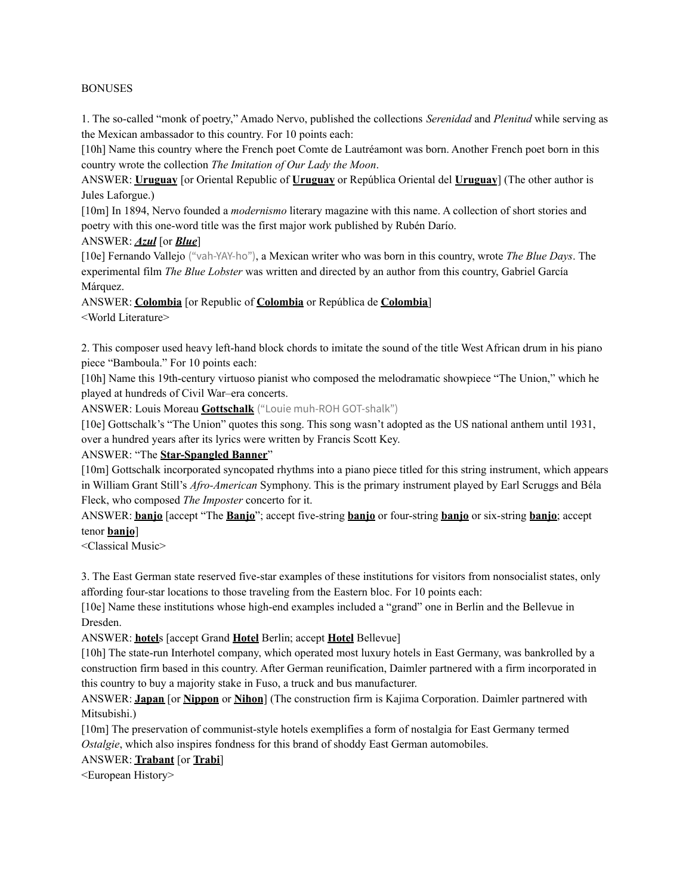BONUSES

1. The so-called "monk of poetry," Amado Nervo, published the collections *Serenidad* and *Plenitud* while serving as the Mexican ambassador to this country. For 10 points each:

[10h] Name this country where the French poet Comte de Lautréamont was born. Another French poet born in this country wrote the collection *The Imitation of Our Lady the Moon*.

ANSWER: **Uruguay** [or Oriental Republic of **Uruguay** or República Oriental del **Uruguay**] (The other author is Jules Laforgue.)

[10m] In 1894, Nervo founded a *modernismo* literary magazine with this name. A collection of short stories and poetry with this one-word title was the first major work published by Rubén Darío.

ANSWER: ***Azul*** [or ***Blue***]

[10e] Fernando Vallejo ("vah-YAY-ho"), a Mexican writer who was born in this country, wrote *The Blue Days*. The experimental film *The Blue Lobster* was written and directed by an author from this country, Gabriel García Márquez.

ANSWER: **Colombia** [or Republic of **Colombia** or República de **Colombia**]

<World Literature>

2. This composer used heavy left-hand block chords to imitate the sound of the title West African drum in his piano piece "Bamboula." For 10 points each:

[10h] Name this 19th-century virtuoso pianist who composed the melodramatic showpiece "The Union," which he played at hundreds of Civil War–era concerts.

ANSWER: Louis Moreau **Gottschalk** ("Louie muh-ROH GOT-shalk")

[10e] Gottschalk's "The Union" quotes this song. This song wasn't adopted as the US national anthem until 1931, over a hundred years after its lyrics were written by Francis Scott Key.

ANSWER: "The **Star-Spangled Banner**"

[10m] Gottschalk incorporated syncopated rhythms into a piano piece titled for this string instrument, which appears in William Grant Still's *Afro-American* Symphony. This is the primary instrument played by Earl Scruggs and Béla Fleck, who composed *The Imposter* concerto for it.

ANSWER: **banjo** [accept "The **Banjo**"; accept five-string **banjo** or four-string **banjo** or six-string **banjo**; accept tenor **banjo**]

<Classical Music>

3. The East German state reserved five-star examples of these institutions for visitors from nonsocialist states, only affording four-star locations to those traveling from the Eastern bloc. For 10 points each:

[10e] Name these institutions whose high-end examples included a "grand" one in Berlin and the Bellevue in Dresden.

ANSWER: **hotel**s [accept Grand **Hotel** Berlin; accept **Hotel** Bellevue]

[10h] The state-run Interhotel company, which operated most luxury hotels in East Germany, was bankrolled by a construction firm based in this country. After German reunification, Daimler partnered with a firm incorporated in this country to buy a majority stake in Fuso, a truck and bus manufacturer.

ANSWER: **Japan** [or **Nippon** or **Nihon**] (The construction firm is Kajima Corporation. Daimler partnered with Mitsubishi.)

[10m] The preservation of communist-style hotels exemplifies a form of nostalgia for East Germany termed *Ostalgie*, which also inspires fondness for this brand of shoddy East German automobiles.

ANSWER: **Trabant** [or **Trabi**]

<European History>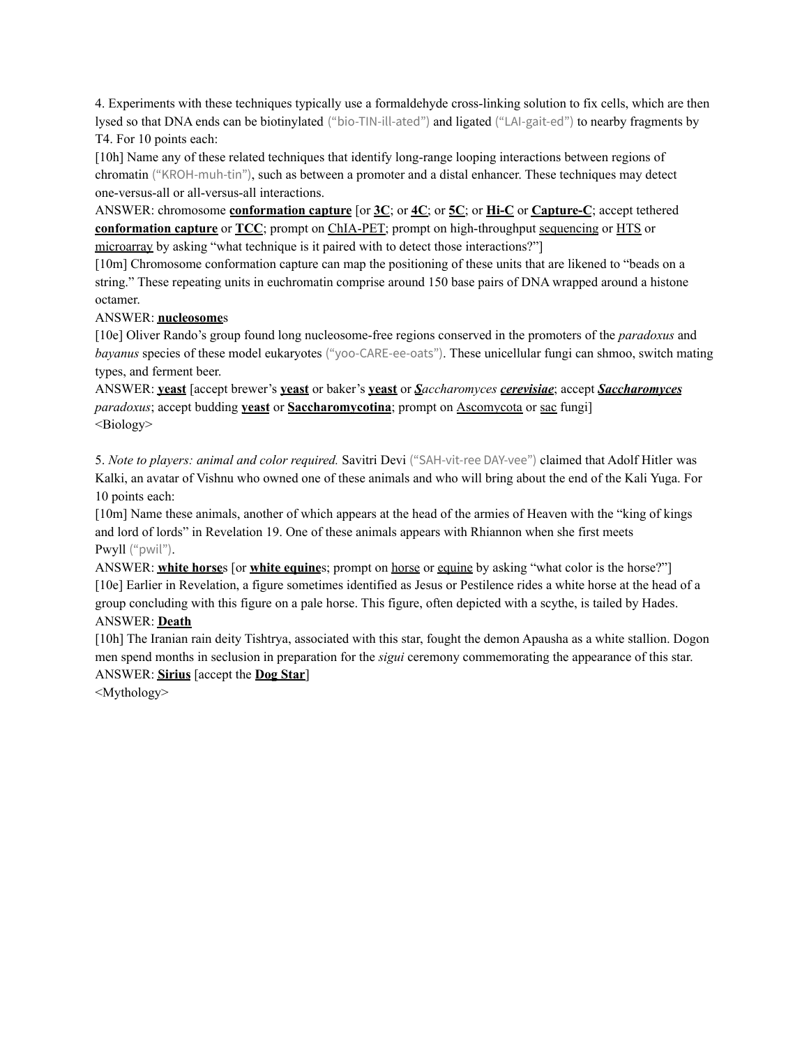4. Experiments with these techniques typically use a formaldehyde cross-linking solution to fix cells, which are then lysed so that DNA ends can be biotinylated ("bio-TIN-ill-ated") and ligated ("LAI-gait-ed") to nearby fragments by T4. For 10 points each:

[10h] Name any of these related techniques that identify long-range looping interactions between regions of chromatin ("KROH-muh-tin"), such as between a promoter and a distal enhancer. These techniques may detect one-versus-all or all-versus-all interactions.

ANSWER: chromosome **conformation capture** [or **3C**; or **4C**; or **5C**; or **Hi-C** or **Capture-C**; accept tethered **conformation capture** or **TCC**; prompt on ChIA-PET; prompt on high-throughput sequencing or HTS or microarray by asking "what technique is it paired with to detect those interactions?"]

[10m] Chromosome conformation capture can map the positioning of these units that are likened to "beads on a string." These repeating units in euchromatin comprise around 150 base pairs of DNA wrapped around a histone octamer.

ANSWER: **nucleosome**s

[10e] Oliver Rando's group found long nucleosome-free regions conserved in the promoters of the *paradoxus* and *bayanus* species of these model eukaryotes ("yoo-CARE-ee-oats"). These unicellular fungi can shmoo, switch mating types, and ferment beer.

ANSWER: **yeast** [accept brewer's **yeast** or baker's **yeast** or ***S****accharomyces* ***cerevisiae***; accept ***Saccharomyces*** *paradoxus*; accept budding **yeast** or **Saccharomycotina**; prompt on Ascomycota or sac fungi]

<Biology>

5. *Note to players: animal and color required.* Savitri Devi ("SAH-vit-ree DAY-vee") claimed that Adolf Hitler was Kalki, an avatar of Vishnu who owned one of these animals and who will bring about the end of the Kali Yuga. For 10 points each:

[10m] Name these animals, another of which appears at the head of the armies of Heaven with the "king of kings and lord of lords" in Revelation 19. One of these animals appears with Rhiannon when she first meets Pwyll ("pwil").

ANSWER: **white horse**s [or **white equine**s; prompt on horse or equine by asking "what color is the horse?"]

[10e] Earlier in Revelation, a figure sometimes identified as Jesus or Pestilence rides a white horse at the head of a group concluding with this figure on a pale horse. This figure, often depicted with a scythe, is tailed by Hades.

ANSWER: **Death**

[10h] The Iranian rain deity Tishtrya, associated with this star, fought the demon Apausha as a white stallion. Dogon men spend months in seclusion in preparation for the *sigui* ceremony commemorating the appearance of this star.

ANSWER: **Sirius** [accept the **Dog Star**]

<Mythology>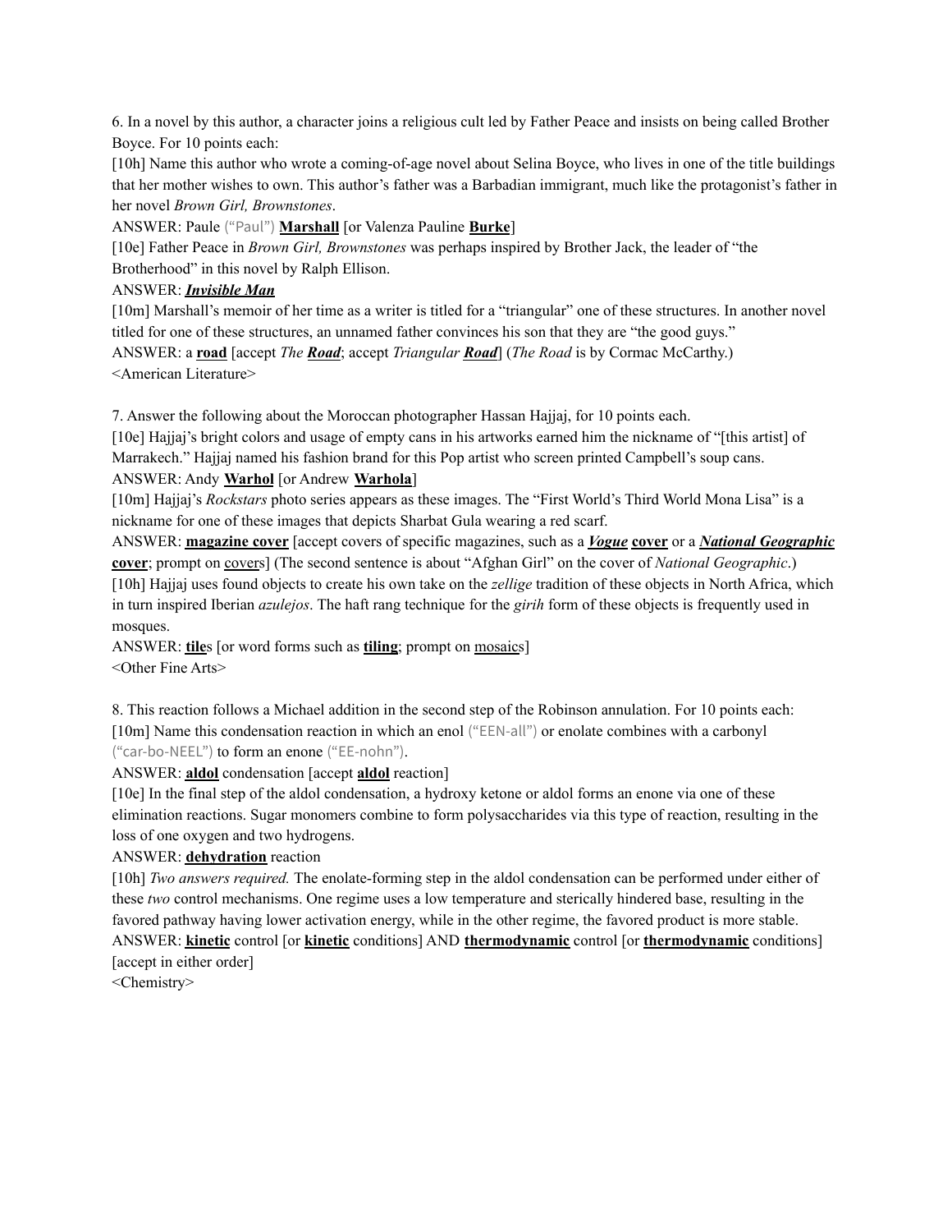6. In a novel by this author, a character joins a religious cult led by Father Peace and insists on being called Brother Boyce. For 10 points each:

[10h] Name this author who wrote a coming-of-age novel about Selina Boyce, who lives in one of the title buildings that her mother wishes to own. This author's father was a Barbadian immigrant, much like the protagonist's father in her novel *Brown Girl, Brownstones*.

ANSWER: Paule ("Paul") **Marshall** [or Valenza Pauline **Burke**]

[10e] Father Peace in *Brown Girl, Brownstones* was perhaps inspired by Brother Jack, the leader of "the Brotherhood" in this novel by Ralph Ellison.

ANSWER: ***Invisible Man***

[10m] Marshall's memoir of her time as a writer is titled for a "triangular" one of these structures. In another novel titled for one of these structures, an unnamed father convinces his son that they are "the good guys."

ANSWER: a **road** [accept *The **Road***; accept *Triangular **Road***] (*The Road* is by Cormac McCarthy.)

<American Literature>

7. Answer the following about the Moroccan photographer Hassan Hajjaj, for 10 points each.

[10e] Hajjaj's bright colors and usage of empty cans in his artworks earned him the nickname of "[this artist] of Marrakech." Hajjaj named his fashion brand for this Pop artist who screen printed Campbell's soup cans.

ANSWER: Andy **Warhol** [or Andrew **Warhola**]

[10m] Hajjaj's *Rockstars* photo series appears as these images. The "First World's Third World Mona Lisa" is a nickname for one of these images that depicts Sharbat Gula wearing a red scarf.

ANSWER: **magazine cover** [accept covers of specific magazines, such as a ***Vogue*** **cover** or a ***National Geographic*** **cover**; prompt on covers] (The second sentence is about "Afghan Girl" on the cover of *National Geographic*.)

[10h] Hajjaj uses found objects to create his own take on the *zellige* tradition of these objects in North Africa, which in turn inspired Iberian *azulejos*. The haft rang technique for the *girih* form of these objects is frequently used in mosques.

ANSWER: **tile**s [or word forms such as **tiling**; prompt on mosaics]

<Other Fine Arts>

8. This reaction follows a Michael addition in the second step of the Robinson annulation. For 10 points each:

[10m] Name this condensation reaction in which an enol ("EEN-all") or enolate combines with a carbonyl ("car-bo-NEEL") to form an enone ("EE-nohn").

ANSWER: **aldol** condensation [accept **aldol** reaction]

[10e] In the final step of the aldol condensation, a hydroxy ketone or aldol forms an enone via one of these elimination reactions. Sugar monomers combine to form polysaccharides via this type of reaction, resulting in the loss of one oxygen and two hydrogens.

ANSWER: **dehydration** reaction

[10h] *Two answers required.* The enolate-forming step in the aldol condensation can be performed under either of these *two* control mechanisms. One regime uses a low temperature and sterically hindered base, resulting in the favored pathway having lower activation energy, while in the other regime, the favored product is more stable.

ANSWER: **kinetic** control [or **kinetic** conditions] AND **thermodynamic** control [or **thermodynamic** conditions] [accept in either order]

<Chemistry>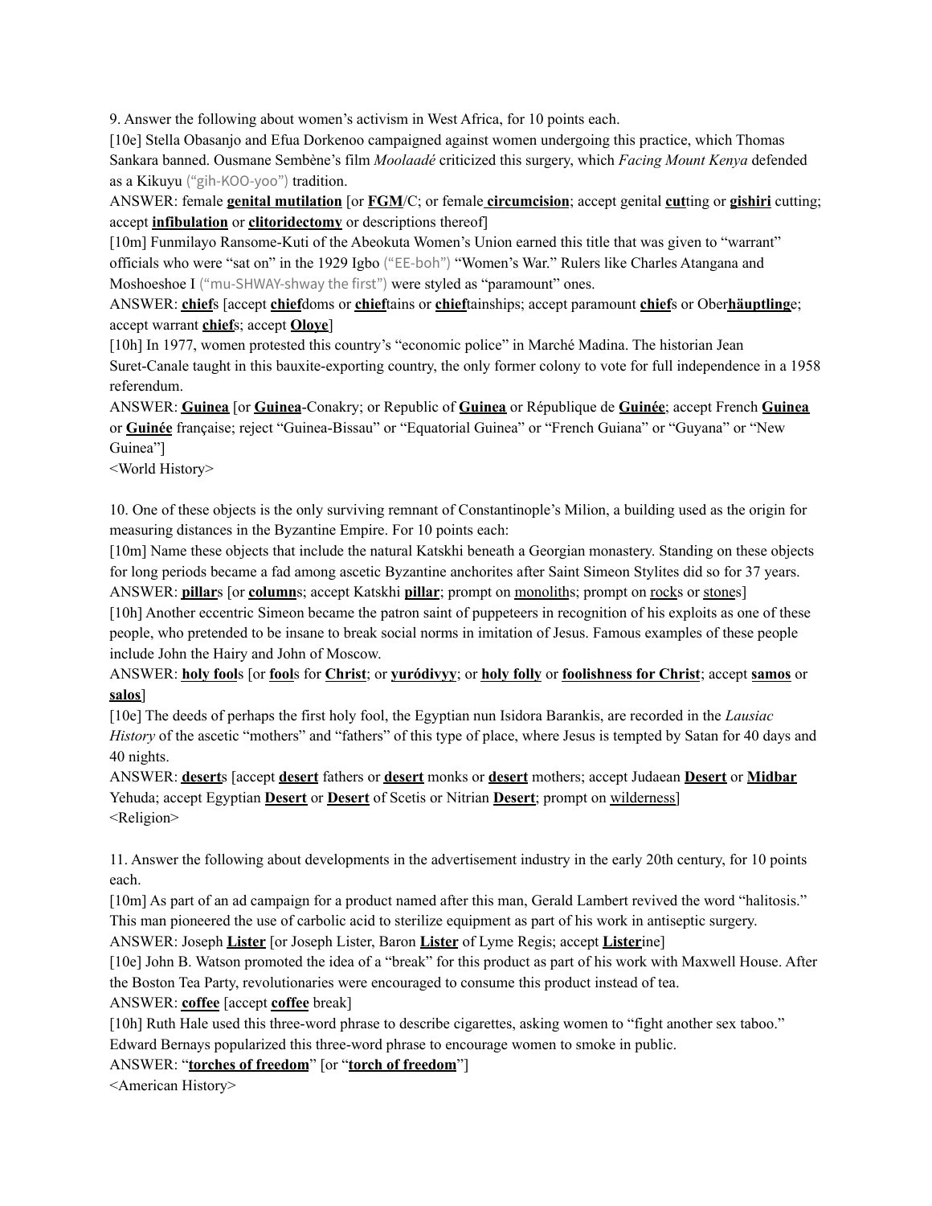9. Answer the following about women's activism in West Africa, for 10 points each.

[10e] Stella Obasanjo and Efua Dorkenoo campaigned against women undergoing this practice, which Thomas Sankara banned. Ousmane Sembène's film *Moolaadé* criticized this surgery, which *Facing Mount Kenya* defended as a Kikuyu ("gih-KOO-yoo") tradition.

ANSWER: female **genital mutilation** [or **FGM**/C; or female **circumcision**; accept genital **cut**ting or **gishiri** cutting; accept **infibulation** or **clitoridectomy** or descriptions thereof]

[10m] Funmilayo Ransome-Kuti of the Abeokuta Women's Union earned this title that was given to "warrant" officials who were "sat on" in the 1929 Igbo ("EE-boh") "Women's War." Rulers like Charles Atangana and Moshoeshoe I ("mu-SHWAY-shway the first") were styled as "paramount" ones.

ANSWER: **chief**s [accept **chief**doms or **chief**tains or **chief**tainships; accept paramount **chief**s or Ober**häuptling**e; accept warrant **chief**s; accept **Oloye**]

[10h] In 1977, women protested this country's "economic police" in Marché Madina. The historian Jean Suret-Canale taught in this bauxite-exporting country, the only former colony to vote for full independence in a 1958 referendum.

ANSWER: **Guinea** [or **Guinea**-Conakry; or Republic of **Guinea** or République de **Guinée**; accept French **Guinea** or **Guinée** française; reject "Guinea-Bissau" or "Equatorial Guinea" or "French Guiana" or "Guyana" or "New Guinea"]

<World History>

10. One of these objects is the only surviving remnant of Constantinople's Milion, a building used as the origin for measuring distances in the Byzantine Empire. For 10 points each:

[10m] Name these objects that include the natural Katskhi beneath a Georgian monastery. Standing on these objects for long periods became a fad among ascetic Byzantine anchorites after Saint Simeon Stylites did so for 37 years.

ANSWER: **pillar**s [or **column**s; accept Katskhi **pillar**; prompt on monoliths; prompt on rocks or stones]

[10h] Another eccentric Simeon became the patron saint of puppeteers in recognition of his exploits as one of these people, who pretended to be insane to break social norms in imitation of Jesus. Famous examples of these people include John the Hairy and John of Moscow.

ANSWER: **holy fool**s [or **fool**s for **Christ**; or **yuródivyy**; or **holy folly** or **foolishness for Christ**; accept **samos** or **salos**]

[10e] The deeds of perhaps the first holy fool, the Egyptian nun Isidora Barankis, are recorded in the *Lausiac History* of the ascetic "mothers" and "fathers" of this type of place, where Jesus is tempted by Satan for 40 days and 40 nights.

ANSWER: **desert**s [accept **desert** fathers or **desert** monks or **desert** mothers; accept Judaean **Desert** or **Midbar** Yehuda; accept Egyptian **Desert** or **Desert** of Scetis or Nitrian **Desert**; prompt on wilderness]

<Religion>

11. Answer the following about developments in the advertisement industry in the early 20th century, for 10 points each.

[10m] As part of an ad campaign for a product named after this man, Gerald Lambert revived the word "halitosis." This man pioneered the use of carbolic acid to sterilize equipment as part of his work in antiseptic surgery.

ANSWER: Joseph **Lister** [or Joseph Lister, Baron **Lister** of Lyme Regis; accept **Lister**ine]

[10e] John B. Watson promoted the idea of a "break" for this product as part of his work with Maxwell House. After the Boston Tea Party, revolutionaries were encouraged to consume this product instead of tea.

ANSWER: **coffee** [accept **coffee** break]

[10h] Ruth Hale used this three-word phrase to describe cigarettes, asking women to "fight another sex taboo." Edward Bernays popularized this three-word phrase to encourage women to smoke in public.

ANSWER: "**torches of freedom**" [or "**torch of freedom**"]

<American History>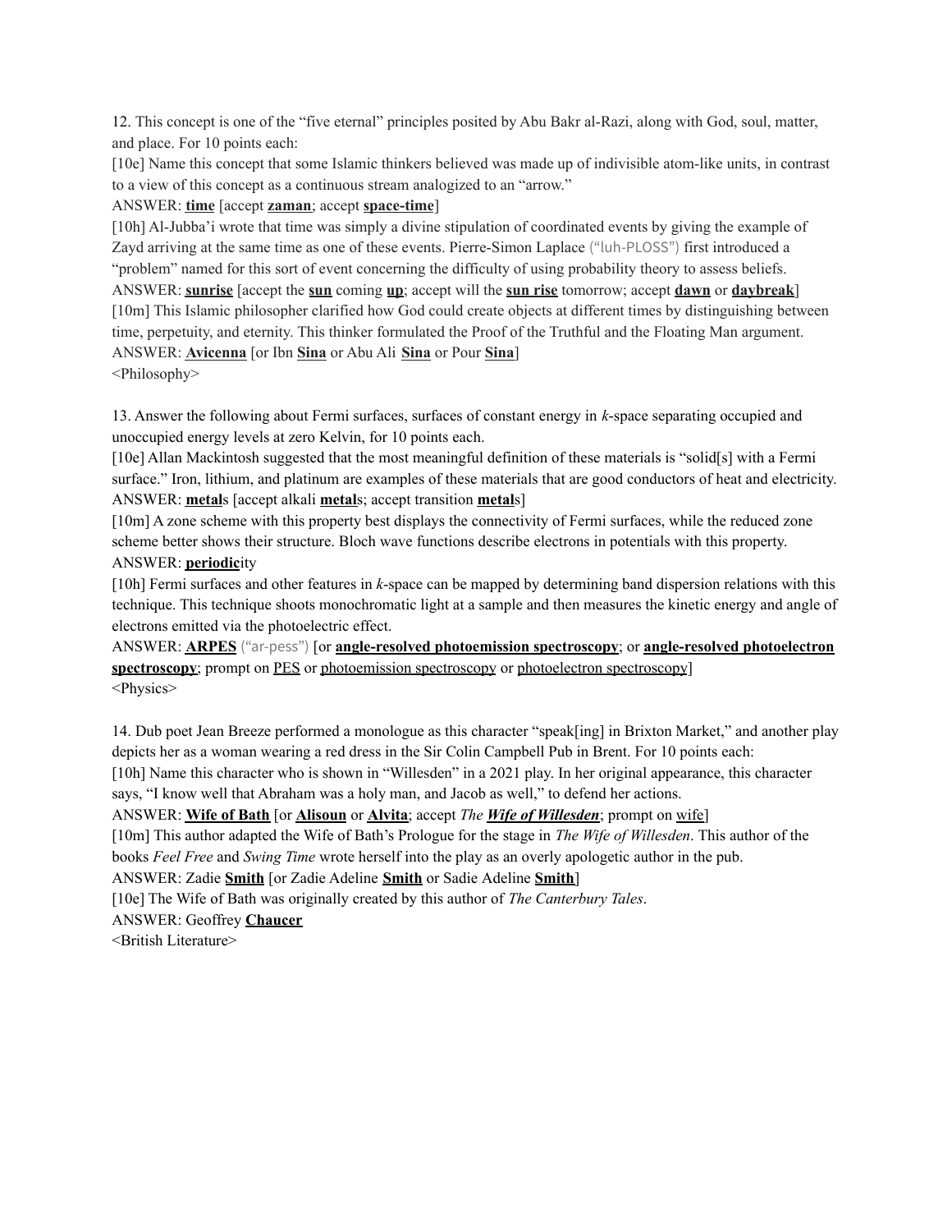12. This concept is one of the “five eternal” principles posited by Abu Bakr al-Razi, along with God, soul, matter, and place. For 10 points each:

[10e] Name this concept that some Islamic thinkers believed was made up of indivisible atom-like units, in contrast to a view of this concept as a continuous stream analogized to an “arrow.”

ANSWER: **time** [accept **zaman**; accept **space-time**]

[10h] Al-Jubba’i wrote that time was simply a divine stipulation of coordinated events by giving the example of Zayd arriving at the same time as one of these events. Pierre-Simon Laplace (“luh-PLOSS”) first introduced a “problem” named for this sort of event concerning the difficulty of using probability theory to assess beliefs.

ANSWER: **sunrise** [accept the **sun** coming **up**; accept will the **sun rise** tomorrow; accept **dawn** or **daybreak**]

[10m] This Islamic philosopher clarified how God could create objects at different times by distinguishing between time, perpetuity, and eternity. This thinker formulated the Proof of the Truthful and the Floating Man argument.

ANSWER: **Avicenna** [or Ibn **Sina** or Abu Ali **Sina** or Pour **Sina**]

<Philosophy>

13. Answer the following about Fermi surfaces, surfaces of constant energy in *k*-space separating occupied and unoccupied energy levels at zero Kelvin, for 10 points each.

[10e] Allan Mackintosh suggested that the most meaningful definition of these materials is “solid[s] with a Fermi surface.” Iron, lithium, and platinum are examples of these materials that are good conductors of heat and electricity.

ANSWER: **metal**s [accept alkali **metal**s; accept transition **metal**s]

[10m] A zone scheme with this property best displays the connectivity of Fermi surfaces, while the reduced zone scheme better shows their structure. Bloch wave functions describe electrons in potentials with this property.

ANSWER: **periodic**ity

[10h] Fermi surfaces and other features in *k*-space can be mapped by determining band dispersion relations with this technique. This technique shoots monochromatic light at a sample and then measures the kinetic energy and angle of electrons emitted via the photoelectric effect.

ANSWER: **ARPES** (“ar-pess”) [or **angle-resolved photoemission spectroscopy**; or **angle-resolved photoelectron spectroscopy**; prompt on PES or photoemission spectroscopy or photoelectron spectroscopy]

<Physics>

14. Dub poet Jean Breeze performed a monologue as this character “speak[ing] in Brixton Market,” and another play depicts her as a woman wearing a red dress in the Sir Colin Campbell Pub in Brent. For 10 points each:

[10h] Name this character who is shown in “Willesden” in a 2021 play. In her original appearance, this character says, “I know well that Abraham was a holy man, and Jacob as well,” to defend her actions.

ANSWER: **Wife of Bath** [or **Alisoun** or **Alvita**; accept *The **Wife of Willesden***; prompt on wife]

[10m] This author adapted the Wife of Bath’s Prologue for the stage in *The Wife of Willesden*. This author of the books *Feel Free* and *Swing Time* wrote herself into the play as an overly apologetic author in the pub.

ANSWER: Zadie **Smith** [or Zadie Adeline **Smith** or Sadie Adeline **Smith**]

[10e] The Wife of Bath was originally created by this author of *The Canterbury Tales*.

ANSWER: Geoffrey **Chaucer**

<British Literature>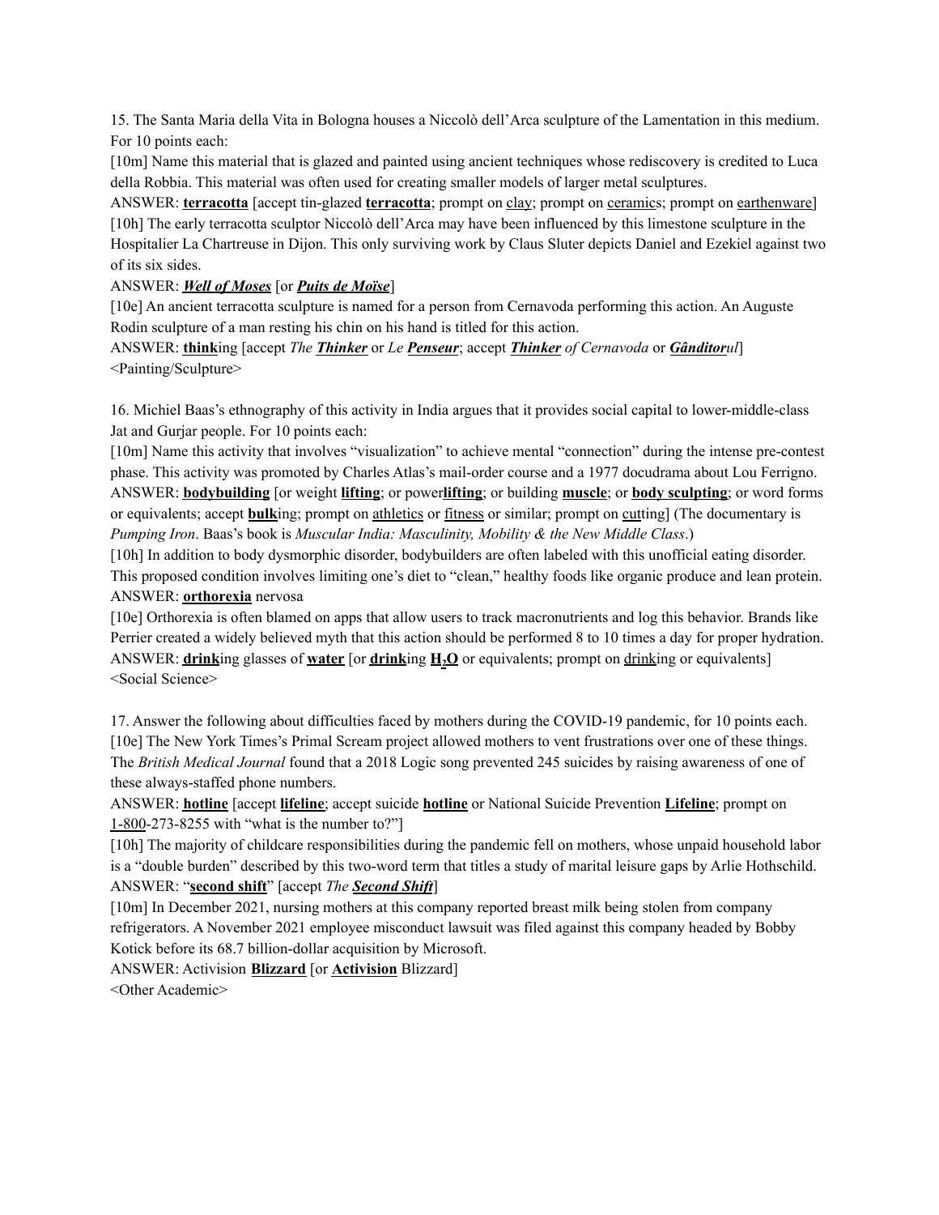15. The Santa Maria della Vita in Bologna houses a Niccolò dell'Arca sculpture of the Lamentation in this medium. For 10 points each:

[10m] Name this material that is glazed and painted using ancient techniques whose rediscovery is credited to Luca della Robbia. This material was often used for creating smaller models of larger metal sculptures.

ANSWER: **terracotta** [accept tin-glazed **terracotta**; prompt on clay; prompt on ceramics; prompt on earthenware]

[10h] The early terracotta sculptor Niccolò dell'Arca may have been influenced by this limestone sculpture in the Hospitalier La Chartreuse in Dijon. This only surviving work by Claus Sluter depicts Daniel and Ezekiel against two of its six sides.

ANSWER: ***Well of Moses*** [or ***Puits de Moïse***]

[10e] An ancient terracotta sculpture is named for a person from Cernavoda performing this action. An Auguste Rodin sculpture of a man resting his chin on his hand is titled for this action.

ANSWER: **think**ing [accept *The **Thinker*** or *Le **Penseur***; accept ***Thinker** of Cernavoda* or ***Gânditor**ul*]

<Painting/Sculpture>

16. Michiel Baas's ethnography of this activity in India argues that it provides social capital to lower-middle-class Jat and Gurjar people. For 10 points each:

[10m] Name this activity that involves "visualization" to achieve mental "connection" during the intense pre-contest phase. This activity was promoted by Charles Atlas's mail-order course and a 1977 docudrama about Lou Ferrigno.

ANSWER: **bodybuilding** [or weight **lifting**; or power**lifting**; or building **muscle**; or **body sculpting**; or word forms or equivalents; accept **bulk**ing; prompt on athletics or fitness or similar; prompt on cutting] (The documentary is *Pumping Iron*. Baas's book is *Muscular India: Masculinity, Mobility & the New Middle Class*.)

[10h] In addition to body dysmorphic disorder, bodybuilders are often labeled with this unofficial eating disorder. This proposed condition involves limiting one's diet to "clean," healthy foods like organic produce and lean protein.

ANSWER: **orthorexia** nervosa

[10e] Orthorexia is often blamed on apps that allow users to track macronutrients and log this behavior. Brands like Perrier created a widely believed myth that this action should be performed 8 to 10 times a day for proper hydration.

ANSWER: **drink**ing glasses of **water** [or **drink**ing **$H_2O$** or equivalents; prompt on drinking or equivalents]

<Social Science>

17. Answer the following about difficulties faced by mothers during the COVID-19 pandemic, for 10 points each.

[10e] The New York Times's Primal Scream project allowed mothers to vent frustrations over one of these things. The *British Medical Journal* found that a 2018 Logic song prevented 245 suicides by raising awareness of one of these always-staffed phone numbers.

ANSWER: **hotline** [accept **lifeline**; accept suicide **hotline** or National Suicide Prevention **Lifeline**; prompt on 1-800-273-8255 with "what is the number to?"]

[10h] The majority of childcare responsibilities during the pandemic fell on mothers, whose unpaid household labor is a "double burden" described by this two-word term that titles a study of marital leisure gaps by Arlie Hothschild.

ANSWER: "**second shift**" [accept *The **Second Shift***]

[10m] In December 2021, nursing mothers at this company reported breast milk being stolen from company refrigerators. A November 2021 employee misconduct lawsuit was filed against this company headed by Bobby Kotick before its 68.7 billion-dollar acquisition by Microsoft.

ANSWER: Activision **Blizzard** [or **Activision** Blizzard]

<Other Academic>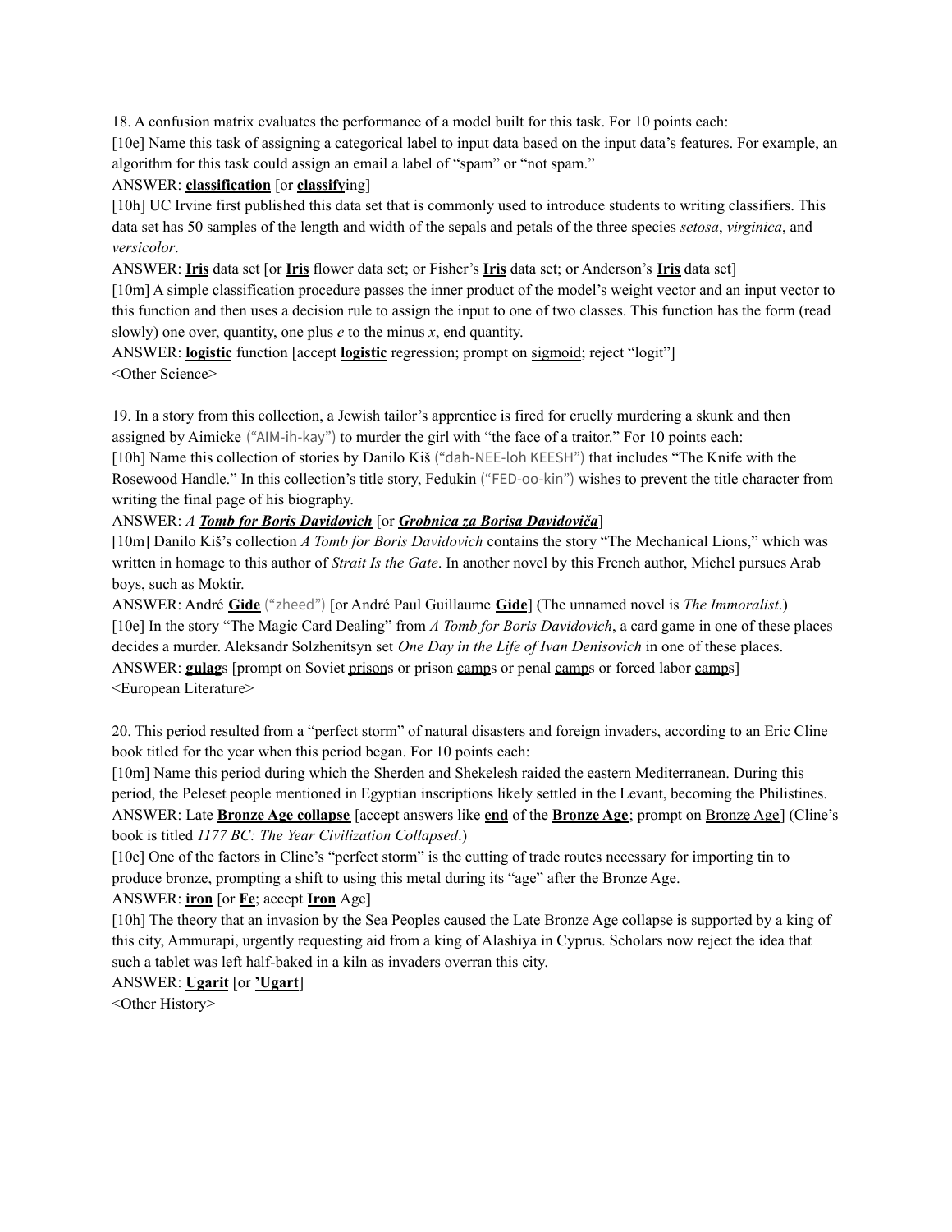18. A confusion matrix evaluates the performance of a model built for this task. For 10 points each:

[10e] Name this task of assigning a categorical label to input data based on the input data's features. For example, an algorithm for this task could assign an email a label of "spam" or "not spam."

ANSWER: **<u>classification</u>** [or **<u>classify</u>**ing]

[10h] UC Irvine first published this data set that is commonly used to introduce students to writing classifiers. This data set has 50 samples of the length and width of the sepals and petals of the three species *setosa*, *virginica*, and *versicolor*.

ANSWER: **<u>Iris</u>** data set [or **<u>Iris</u>** flower data set; or Fisher's **<u>Iris</u>** data set; or Anderson's **<u>Iris</u>** data set]

[10m] A simple classification procedure passes the inner product of the model's weight vector and an input vector to this function and then uses a decision rule to assign the input to one of two classes. This function has the form (read slowly) one over, quantity, one plus *e* to the minus *x*, end quantity.

ANSWER: **<u>logistic</u>** function [accept **<u>logistic</u>** regression; prompt on <u>sigmoid</u>; reject "logit"]

<Other Science>

19. In a story from this collection, a Jewish tailor's apprentice is fired for cruelly murdering a skunk and then assigned by Aimicke ("AIM-ih-kay") to murder the girl with "the face of a traitor." For 10 points each:

[10h] Name this collection of stories by Danilo Kiš ("dah-NEE-loh KEESH") that includes "The Knife with the Rosewood Handle." In this collection's title story, Fedukin ("FED-oo-kin") wishes to prevent the title character from writing the final page of his biography.

ANSWER: *A **<u>Tomb for Boris Davidovich</u>*** [or ***<u>Grobnica za Borisa Davidoviča</u>***]

[10m] Danilo Kiš's collection *A Tomb for Boris Davidovich* contains the story "The Mechanical Lions," which was written in homage to this author of *Strait Is the Gate*. In another novel by this French author, Michel pursues Arab boys, such as Moktir.

ANSWER: André **<u>Gide</u>** ("zheed") [or André Paul Guillaume **<u>Gide</u>**] (The unnamed novel is *The Immoralist*.)

[10e] In the story "The Magic Card Dealing" from *A Tomb for Boris Davidovich*, a card game in one of these places decides a murder. Aleksandr Solzhenitsyn set *One Day in the Life of Ivan Denisovich* in one of these places.

ANSWER: **<u>gulag</u>**s [prompt on Soviet <u>prison</u>s or prison <u>camp</u>s or penal <u>camp</u>s or forced labor <u>camp</u>s]

<European Literature>

20. This period resulted from a "perfect storm" of natural disasters and foreign invaders, according to an Eric Cline book titled for the year when this period began. For 10 points each:

[10m] Name this period during which the Sherden and Shekelesh raided the eastern Mediterranean. During this period, the Peleset people mentioned in Egyptian inscriptions likely settled in the Levant, becoming the Philistines.

ANSWER: Late **<u>Bronze Age collapse</u>** [accept answers like **<u>end</u>** of the **<u>Bronze Age</u>**; prompt on <u>Bronze Age</u>] (Cline's book is titled *1177 BC: The Year Civilization Collapsed*.)

[10e] One of the factors in Cline's "perfect storm" is the cutting of trade routes necessary for importing tin to produce bronze, prompting a shift to using this metal during its "age" after the Bronze Age.

ANSWER: **<u>iron</u>** [or **<u>Fe</u>**; accept **<u>Iron</u>** Age]

[10h] The theory that an invasion by the Sea Peoples caused the Late Bronze Age collapse is supported by a king of this city, Ammurapi, urgently requesting aid from a king of Alashiya in Cyprus. Scholars now reject the idea that such a tablet was left half-baked in a kiln as invaders overran this city.

ANSWER: **<u>Ugarit</u>** [or **<u>'Ugart</u>**]

<Other History>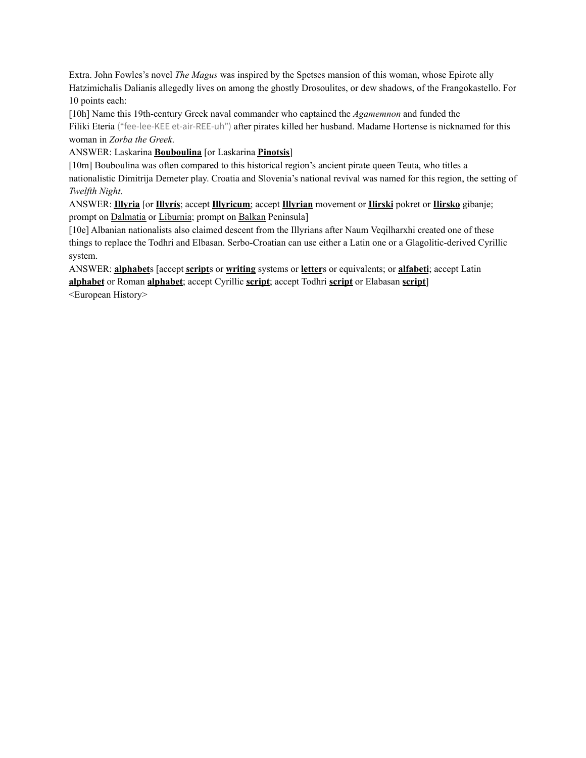Extra. John Fowles's novel *The Magus* was inspired by the Spetses mansion of this woman, whose Epirote ally Hatzimichalis Dalianis allegedly lives on among the ghostly Drosoulites, or dew shadows, of the Frangokastello. For 10 points each:

[10h] Name this 19th-century Greek naval commander who captained the *Agamemnon* and funded the Filiki Eteria ("fee-lee-KEE et-air-REE-uh") after pirates killed her husband. Madame Hortense is nicknamed for this woman in *Zorba the Greek*.

ANSWER: Laskarina **<u>Bouboulina</u>** [or Laskarina **<u>Pinotsis</u>**]

[10m] Bouboulina was often compared to this historical region's ancient pirate queen Teuta, who titles a nationalistic Dimitrija Demeter play. Croatia and Slovenia's national revival was named for this region, the setting of *Twelfth Night*.

ANSWER: **<u>Illyria</u>** [or **<u>Illyrís</u>**; accept **<u>Illyricum</u>**; accept **<u>Illyrian</u>** movement or **<u>Ilirski</u>** pokret or **<u>Ilirsko</u>** gibanje; prompt on <u>Dalmatia</u> or <u>Liburnia</u>; prompt on <u>Balkan</u> Peninsula]

[10e] Albanian nationalists also claimed descent from the Illyrians after Naum Veqilharxhi created one of these things to replace the Todhri and Elbasan. Serbo-Croatian can use either a Latin one or a Glagolitic-derived Cyrillic system.

ANSWER: **<u>alphabet</u>**s [accept **<u>script</u>**s or **<u>writing</u>** systems or **<u>letter</u>**s or equivalents; or **<u>alfabeti</u>**; accept Latin **<u>alphabet</u>** or Roman **<u>alphabet</u>**; accept Cyrillic **<u>script</u>**; accept Todhri **<u>script</u>** or Elabasan **<u>script</u>**]

<European History>